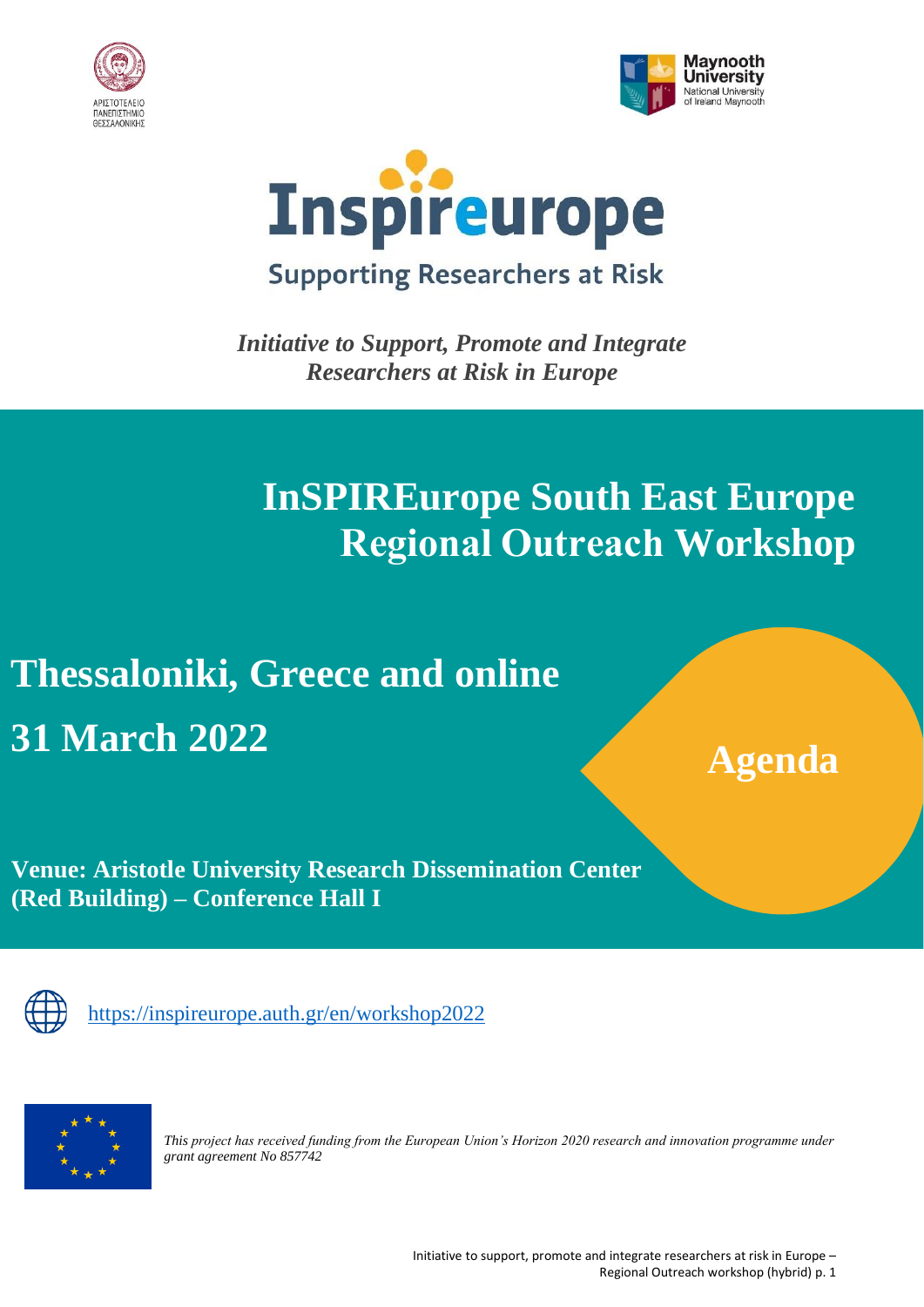ΑΡΙΣΤΟΤΕΛΕΙΟ ΠΑΝΕΠΙΣΤΗΜΙΟ ΘΕΣΣΑΛΟΝΙΚΗΣ

Maynooth University
National University of Ireland Maynooth

# Inspireurope

## Supporting Researchers at Risk

***Initiative to Support, Promote and Integrate Researchers at Risk in Europe***

# InSPIREurope South East Europe Regional Outreach Workshop

## Thessaloniki, Greece and online

## 31 March 2022

## Agenda

**Venue: Aristotle University Research Dissemination Center (Red Building) – Conference Hall I**

https://inspireurope.auth.gr/en/workshop2022

*This project has received funding from the European Union's Horizon 2020 research and innovation programme under grant agreement No 857742*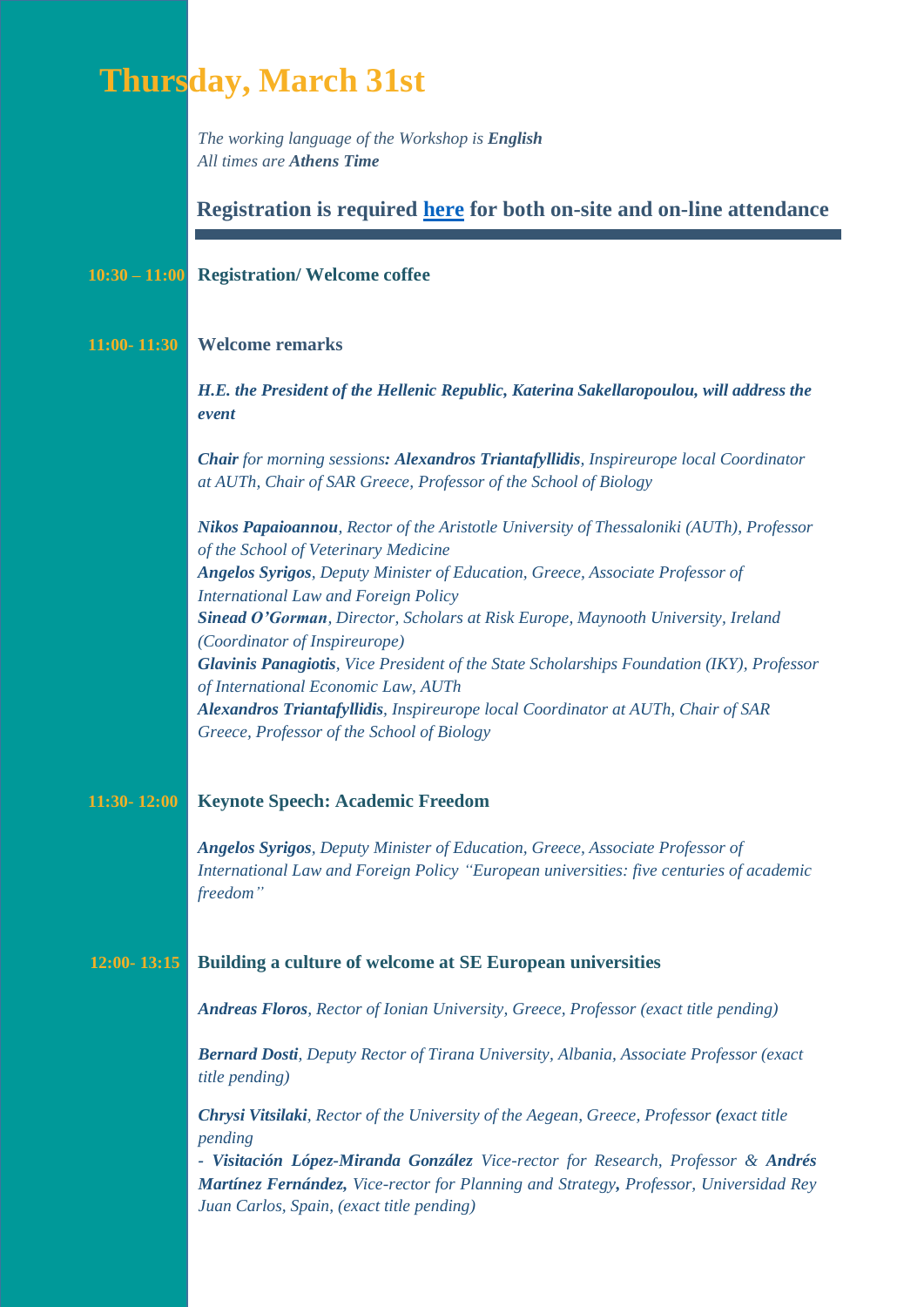# Thursday, March 31st

*The working language of the Workshop is **English***
*All times are **Athens Time***

## Registration is required [here](#) for both on-site and on-line attendance

---

**10:30 – 11:00** **Registration/ Welcome coffee**

**11:00- 11:30** **Welcome remarks**

***H.E. the President of the Hellenic Republic, Katerina Sakellaropoulou, will address the event***

***Chair** for morning sessions**: Alexandros Triantafyllidis**, Inspireurope local Coordinator at AUTh, Chair of SAR Greece, Professor of the School of Biology*

***Nikos Papaioannou**, Rector of the Aristotle University of Thessaloniki (AUTh), Professor of the School of Veterinary Medicine*
***Angelos Syrigos**, Deputy Minister of Education, Greece, Associate Professor of International Law and Foreign Policy*
***Sinead O'Gorman**, Director, Scholars at Risk Europe, Maynooth University, Ireland (Coordinator of Inspireurope)*
***Glavinis Panagiotis**, Vice President of the State Scholarships Foundation (IKY), Professor of International Economic Law, AUTh*
***Alexandros Triantafyllidis**, Inspireurope local Coordinator at AUTh, Chair of SAR Greece, Professor of the School of Biology*

**11:30- 12:00** **Keynote Speech: Academic Freedom**

***Angelos Syrigos**, Deputy Minister of Education, Greece, Associate Professor of International Law and Foreign Policy "European universities: five centuries of academic freedom"*

**12:00- 13:15** **Building a culture of welcome at SE European universities**

***Andreas Floros**, Rector of Ionian University, Greece, Professor (exact title pending)*

***Bernard Dosti**, Deputy Rector of Tirana University, Albania, Associate Professor (exact title pending)*

***Chrysi Vitsilaki**, Rector of the University of the Aegean, Greece, Professor **(**exact title pending*
*- **Visitación López-Miranda González** Vice-rector for Research, Professor & **Andrés Martínez Fernández,** Vice-rector for Planning and Strategy**,** Professor, Universidad Rey Juan Carlos, Spain, (exact title pending)*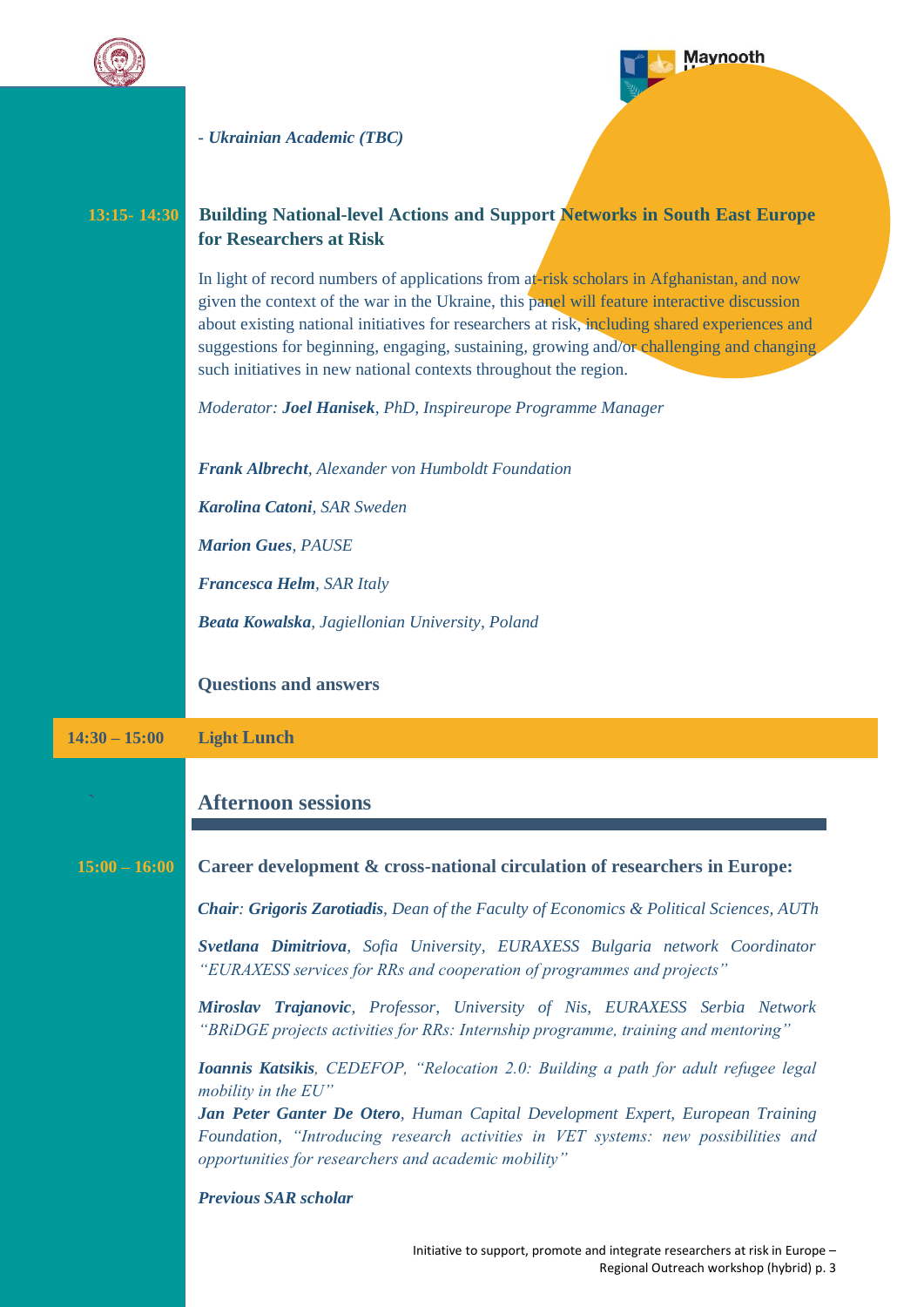*- Ukrainian Academic (TBC)*

**13:15- 14:30** **Building National-level Actions and Support Networks in South East Europe for Researchers at Risk**

In light of record numbers of applications from at-risk scholars in Afghanistan, and now given the context of the war in the Ukraine, this panel will feature interactive discussion about existing national initiatives for researchers at risk, including shared experiences and suggestions for beginning, engaging, sustaining, growing and/or challenging and changing such initiatives in new national contexts throughout the region.

*Moderator: **Joel Hanisek**, PhD, Inspireurope Programme Manager*

***Frank Albrecht**, Alexander von Humboldt Foundation*

***Karolina Catoni**, SAR Sweden*

***Marion Gues**, PAUSE*

***Francesca Helm**, SAR Italy*

***Beata Kowalska**, Jagiellonian University, Poland*

**Questions and answers**

**14:30 – 15:00** **Light Lunch**

## Afternoon sessions

**15:00 – 16:00** **Career development & cross-national circulation of researchers in Europe:**

***Chair**: **Grigoris Zarotiadis**, Dean of the Faculty of Economics & Political Sciences, AUTh*

***Svetlana Dimitriova**, Sofia University, EURAXESS Bulgaria network Coordinator "EURAXESS services for RRs and cooperation of programmes and projects"*

***Miroslav Trajanovic**, Professor, University of Nis, EURAXESS Serbia Network "BRiDGE projects activities for RRs: Internship programme, training and mentoring"*

***Ioannis Katsikis**, CEDEFOP, "Relocation 2.0: Building a path for adult refugee legal mobility in the EU"*

***Jan Peter Ganter De Otero**, Human Capital Development Expert, European Training Foundation, "Introducing research activities in VET systems: new possibilities and opportunities for researchers and academic mobility"*

***Previous SAR scholar***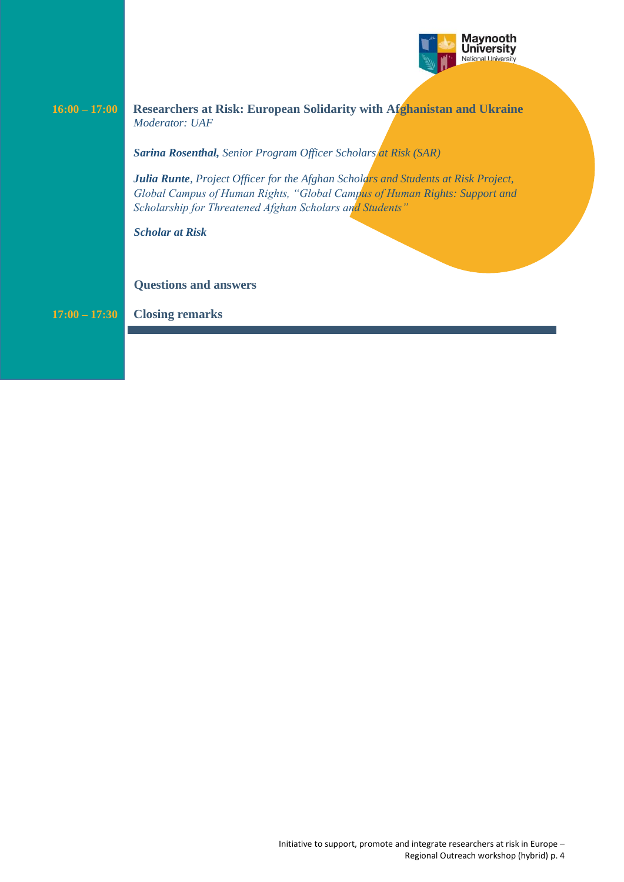**16:00 – 17:00** **Researchers at Risk: European Solidarity with Afghanistan and Ukraine**
*Moderator: UAF*

***Sarina Rosenthal,*** *Senior Program Officer Scholars at Risk (SAR)*

***Julia Runte****, Project Officer for the Afghan Scholars and Students at Risk Project, Global Campus of Human Rights, "Global Campus of Human Rights: Support and Scholarship for Threatened Afghan Scholars and Students"*

***Scholar at Risk***

**Questions and answers**

**17:00 – 17:30** **Closing remarks**